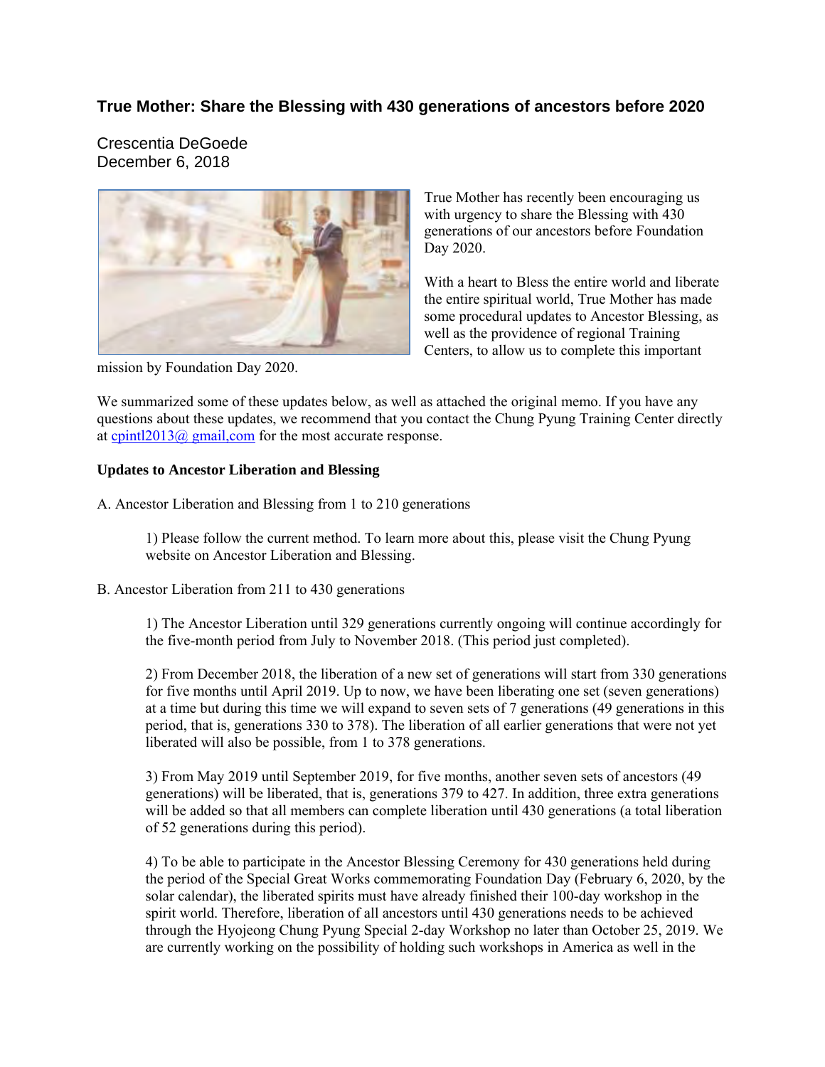# True Mother: Share the Blessing with 430 generations of ancestors before 2020

Crescentia DeGoede
December 6, 2018

True Mother has recently been encouraging us with urgency to share the Blessing with 430 generations of our ancestors before Foundation Day 2020.

With a heart to Bless the entire world and liberate the entire spiritual world, True Mother has made some procedural updates to Ancestor Blessing, as well as the providence of regional Training Centers, to allow us to complete this important mission by Foundation Day 2020.

We summarized some of these updates below, as well as attached the original memo. If you have any questions about these updates, we recommend that you contact the Chung Pyung Training Center directly at cpintl2013@ gmail,com for the most accurate response.

**Updates to Ancestor Liberation and Blessing**

A. Ancestor Liberation and Blessing from 1 to 210 generations

> 1) Please follow the current method. To learn more about this, please visit the Chung Pyung website on Ancestor Liberation and Blessing.

B. Ancestor Liberation from 211 to 430 generations

> 1) The Ancestor Liberation until 329 generations currently ongoing will continue accordingly for the five-month period from July to November 2018. (This period just completed).
>
> 2) From December 2018, the liberation of a new set of generations will start from 330 generations for five months until April 2019. Up to now, we have been liberating one set (seven generations) at a time but during this time we will expand to seven sets of 7 generations (49 generations in this period, that is, generations 330 to 378). The liberation of all earlier generations that were not yet liberated will also be possible, from 1 to 378 generations.
>
> 3) From May 2019 until September 2019, for five months, another seven sets of ancestors (49 generations) will be liberated, that is, generations 379 to 427. In addition, three extra generations will be added so that all members can complete liberation until 430 generations (a total liberation of 52 generations during this period).
>
> 4) To be able to participate in the Ancestor Blessing Ceremony for 430 generations held during the period of the Special Great Works commemorating Foundation Day (February 6, 2020, by the solar calendar), the liberated spirits must have already finished their 100-day workshop in the spirit world. Therefore, liberation of all ancestors until 430 generations needs to be achieved through the Hyojeong Chung Pyung Special 2-day Workshop no later than October 25, 2019. We are currently working on the possibility of holding such workshops in America as well in the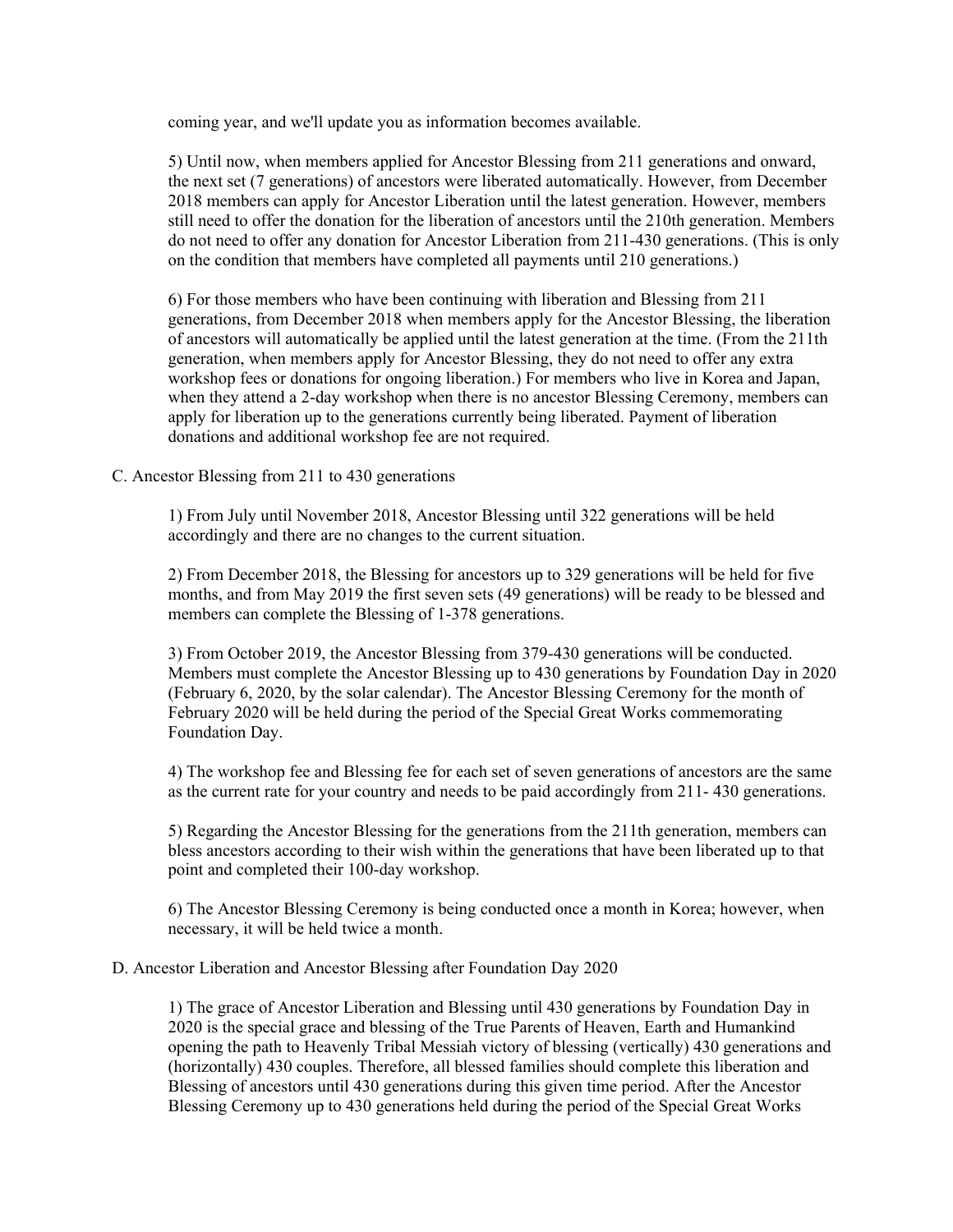coming year, and we'll update you as information becomes available.

5) Until now, when members applied for Ancestor Blessing from 211 generations and onward, the next set (7 generations) of ancestors were liberated automatically. However, from December 2018 members can apply for Ancestor Liberation until the latest generation. However, members still need to offer the donation for the liberation of ancestors until the 210th generation. Members do not need to offer any donation for Ancestor Liberation from 211-430 generations. (This is only on the condition that members have completed all payments until 210 generations.)

6) For those members who have been continuing with liberation and Blessing from 211 generations, from December 2018 when members apply for the Ancestor Blessing, the liberation of ancestors will automatically be applied until the latest generation at the time. (From the 211th generation, when members apply for Ancestor Blessing, they do not need to offer any extra workshop fees or donations for ongoing liberation.) For members who live in Korea and Japan, when they attend a 2-day workshop when there is no ancestor Blessing Ceremony, members can apply for liberation up to the generations currently being liberated. Payment of liberation donations and additional workshop fee are not required.

C. Ancestor Blessing from 211 to 430 generations

1) From July until November 2018, Ancestor Blessing until 322 generations will be held accordingly and there are no changes to the current situation.

2) From December 2018, the Blessing for ancestors up to 329 generations will be held for five months, and from May 2019 the first seven sets (49 generations) will be ready to be blessed and members can complete the Blessing of 1-378 generations.

3) From October 2019, the Ancestor Blessing from 379-430 generations will be conducted. Members must complete the Ancestor Blessing up to 430 generations by Foundation Day in 2020 (February 6, 2020, by the solar calendar). The Ancestor Blessing Ceremony for the month of February 2020 will be held during the period of the Special Great Works commemorating Foundation Day.

4) The workshop fee and Blessing fee for each set of seven generations of ancestors are the same as the current rate for your country and needs to be paid accordingly from 211- 430 generations.

5) Regarding the Ancestor Blessing for the generations from the 211th generation, members can bless ancestors according to their wish within the generations that have been liberated up to that point and completed their 100-day workshop.

6) The Ancestor Blessing Ceremony is being conducted once a month in Korea; however, when necessary, it will be held twice a month.

D. Ancestor Liberation and Ancestor Blessing after Foundation Day 2020

1) The grace of Ancestor Liberation and Blessing until 430 generations by Foundation Day in 2020 is the special grace and blessing of the True Parents of Heaven, Earth and Humankind opening the path to Heavenly Tribal Messiah victory of blessing (vertically) 430 generations and (horizontally) 430 couples. Therefore, all blessed families should complete this liberation and Blessing of ancestors until 430 generations during this given time period. After the Ancestor Blessing Ceremony up to 430 generations held during the period of the Special Great Works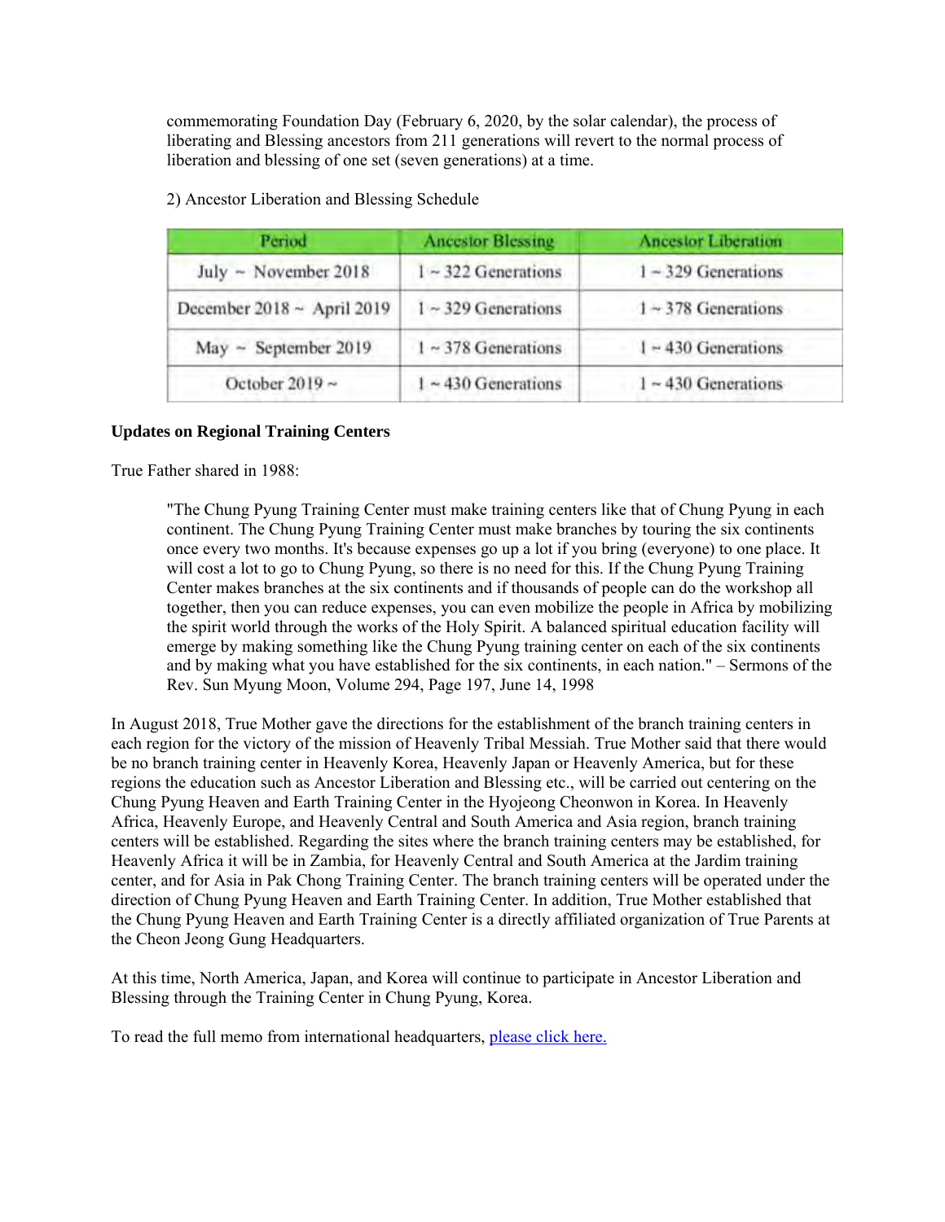commemorating Foundation Day (February 6, 2020, by the solar calendar), the process of liberating and Blessing ancestors from 211 generations will revert to the normal process of liberation and blessing of one set (seven generations) at a time.

2) Ancestor Liberation and Blessing Schedule

| Period | Ancestor Blessing | Ancestor Liberation |
|---|---|---|
| July ~ November 2018 | 1 ~ 322 Generations | 1 ~ 329 Generations |
| December 2018 ~ April 2019 | 1 ~ 329 Generations | 1 ~ 378 Generations |
| May ~ September 2019 | 1 ~ 378 Generations | 1 ~ 430 Generations |
| October 2019 ~ | 1 ~ 430 Generations | 1 ~ 430 Generations |

**Updates on Regional Training Centers**

True Father shared in 1988:

> "The Chung Pyung Training Center must make training centers like that of Chung Pyung in each continent. The Chung Pyung Training Center must make branches by touring the six continents once every two months. It's because expenses go up a lot if you bring (everyone) to one place. It will cost a lot to go to Chung Pyung, so there is no need for this. If the Chung Pyung Training Center makes branches at the six continents and if thousands of people can do the workshop all together, then you can reduce expenses, you can even mobilize the people in Africa by mobilizing the spirit world through the works of the Holy Spirit. A balanced spiritual education facility will emerge by making something like the Chung Pyung training center on each of the six continents and by making what you have established for the six continents, in each nation." – Sermons of the Rev. Sun Myung Moon, Volume 294, Page 197, June 14, 1998

In August 2018, True Mother gave the directions for the establishment of the branch training centers in each region for the victory of the mission of Heavenly Tribal Messiah. True Mother said that there would be no branch training center in Heavenly Korea, Heavenly Japan or Heavenly America, but for these regions the education such as Ancestor Liberation and Blessing etc., will be carried out centering on the Chung Pyung Heaven and Earth Training Center in the Hyojeong Cheonwon in Korea. In Heavenly Africa, Heavenly Europe, and Heavenly Central and South America and Asia region, branch training centers will be established. Regarding the sites where the branch training centers may be established, for Heavenly Africa it will be in Zambia, for Heavenly Central and South America at the Jardim training center, and for Asia in Pak Chong Training Center. The branch training centers will be operated under the direction of Chung Pyung Heaven and Earth Training Center. In addition, True Mother established that the Chung Pyung Heaven and Earth Training Center is a directly affiliated organization of True Parents at the Cheon Jeong Gung Headquarters.

At this time, North America, Japan, and Korea will continue to participate in Ancestor Liberation and Blessing through the Training Center in Chung Pyung, Korea.

To read the full memo from international headquarters, please click here.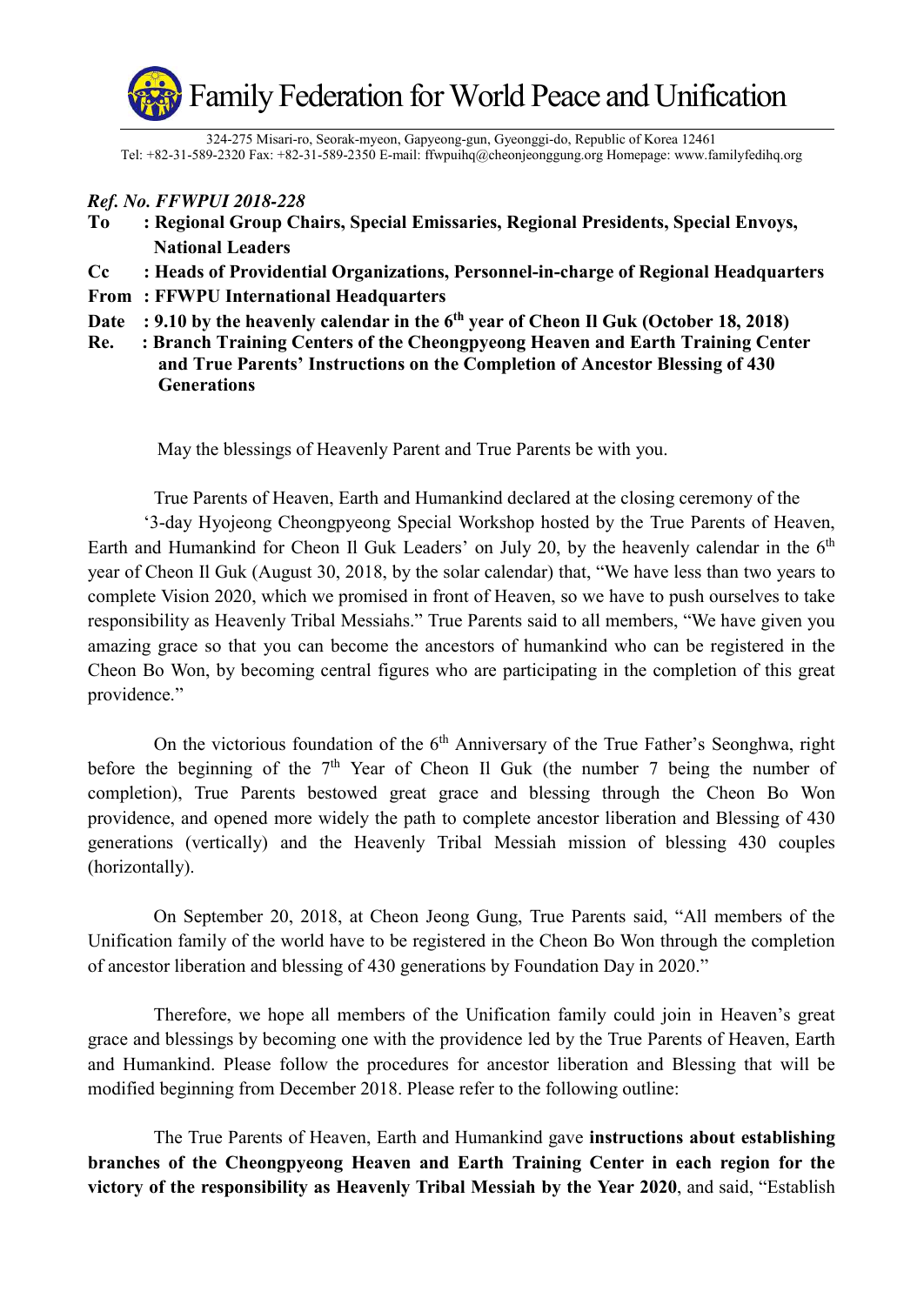# Family Federation for World Peace and Unification

324-275 Misari-ro, Seorak-myeon, Gapyeong-gun, Gyeonggi-do, Republic of Korea 12461
Tel: +82-31-589-2320 Fax: +82-31-589-2350 E-mail: ffwpuihq@cheonjeonggung.org Homepage: www.familyfedihq.org

***Ref. No. FFWPUI 2018-228***

**To : Regional Group Chairs, Special Emissaries, Regional Presidents, Special Envoys, National Leaders**

**Cc : Heads of Providential Organizations, Personnel-in-charge of Regional Headquarters**

**From : FFWPU International Headquarters**

**Date : 9.10 by the heavenly calendar in the 6th year of Cheon Il Guk (October 18, 2018)**

**Re. : Branch Training Centers of the Cheongpyeong Heaven and Earth Training Center and True Parents' Instructions on the Completion of Ancestor Blessing of 430 Generations**

May the blessings of Heavenly Parent and True Parents be with you.

True Parents of Heaven, Earth and Humankind declared at the closing ceremony of the '3-day Hyojeong Cheongpyeong Special Workshop hosted by the True Parents of Heaven, Earth and Humankind for Cheon Il Guk Leaders' on July 20, by the heavenly calendar in the 6th year of Cheon Il Guk (August 30, 2018, by the solar calendar) that, "We have less than two years to complete Vision 2020, which we promised in front of Heaven, so we have to push ourselves to take responsibility as Heavenly Tribal Messiahs." True Parents said to all members, "We have given you amazing grace so that you can become the ancestors of humankind who can be registered in the Cheon Bo Won, by becoming central figures who are participating in the completion of this great providence."

On the victorious foundation of the 6th Anniversary of the True Father's Seonghwa, right before the beginning of the 7th Year of Cheon Il Guk (the number 7 being the number of completion), True Parents bestowed great grace and blessing through the Cheon Bo Won providence, and opened more widely the path to complete ancestor liberation and Blessing of 430 generations (vertically) and the Heavenly Tribal Messiah mission of blessing 430 couples (horizontally).

On September 20, 2018, at Cheon Jeong Gung, True Parents said, "All members of the Unification family of the world have to be registered in the Cheon Bo Won through the completion of ancestor liberation and blessing of 430 generations by Foundation Day in 2020."

Therefore, we hope all members of the Unification family could join in Heaven's great grace and blessings by becoming one with the providence led by the True Parents of Heaven, Earth and Humankind. Please follow the procedures for ancestor liberation and Blessing that will be modified beginning from December 2018. Please refer to the following outline:

The True Parents of Heaven, Earth and Humankind gave **instructions about establishing branches of the Cheongpyeong Heaven and Earth Training Center in each region for the victory of the responsibility as Heavenly Tribal Messiah by the Year 2020**, and said, "Establish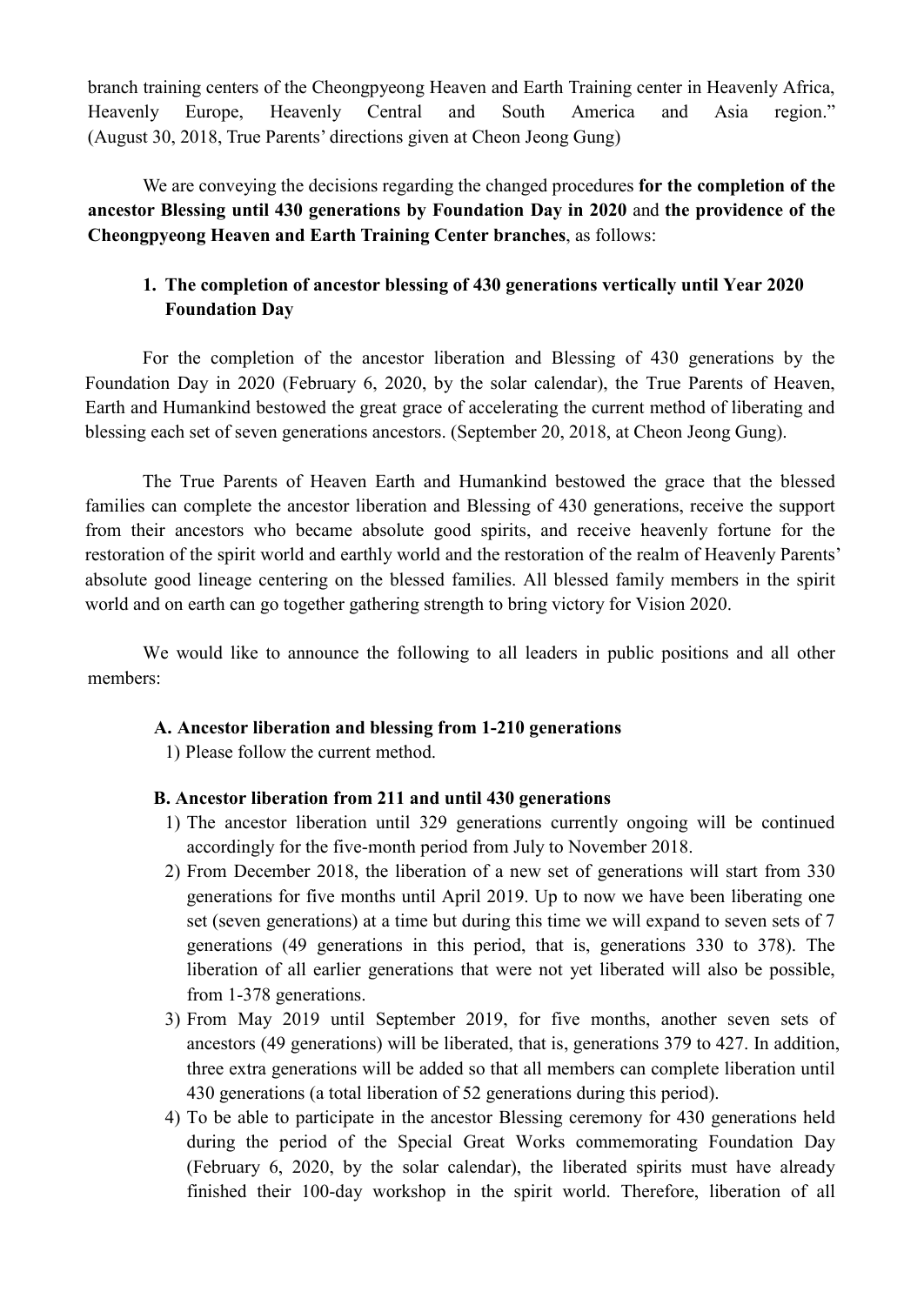branch training centers of the Cheongpyeong Heaven and Earth Training center in Heavenly Africa, Heavenly Europe, Heavenly Central and South America and Asia region." (August 30, 2018, True Parents' directions given at Cheon Jeong Gung)

We are conveying the decisions regarding the changed procedures **for the completion of the ancestor Blessing until 430 generations by Foundation Day in 2020** and **the providence of the Cheongpyeong Heaven and Earth Training Center branches**, as follows:

1. **The completion of ancestor blessing of 430 generations vertically until Year 2020 Foundation Day**

For the completion of the ancestor liberation and Blessing of 430 generations by the Foundation Day in 2020 (February 6, 2020, by the solar calendar), the True Parents of Heaven, Earth and Humankind bestowed the great grace of accelerating the current method of liberating and blessing each set of seven generations ancestors. (September 20, 2018, at Cheon Jeong Gung).

The True Parents of Heaven Earth and Humankind bestowed the grace that the blessed families can complete the ancestor liberation and Blessing of 430 generations, receive the support from their ancestors who became absolute good spirits, and receive heavenly fortune for the restoration of the spirit world and earthly world and the restoration of the realm of Heavenly Parents' absolute good lineage centering on the blessed families. All blessed family members in the spirit world and on earth can go together gathering strength to bring victory for Vision 2020.

We would like to announce the following to all leaders in public positions and all other members:

**A. Ancestor liberation and blessing from 1-210 generations**

1) Please follow the current method.

**B. Ancestor liberation from 211 and until 430 generations**

1) The ancestor liberation until 329 generations currently ongoing will be continued accordingly for the five-month period from July to November 2018.
2) From December 2018, the liberation of a new set of generations will start from 330 generations for five months until April 2019. Up to now we have been liberating one set (seven generations) at a time but during this time we will expand to seven sets of 7 generations (49 generations in this period, that is, generations 330 to 378). The liberation of all earlier generations that were not yet liberated will also be possible, from 1-378 generations.
3) From May 2019 until September 2019, for five months, another seven sets of ancestors (49 generations) will be liberated, that is, generations 379 to 427. In addition, three extra generations will be added so that all members can complete liberation until 430 generations (a total liberation of 52 generations during this period).
4) To be able to participate in the ancestor Blessing ceremony for 430 generations held during the period of the Special Great Works commemorating Foundation Day (February 6, 2020, by the solar calendar), the liberated spirits must have already finished their 100-day workshop in the spirit world. Therefore, liberation of all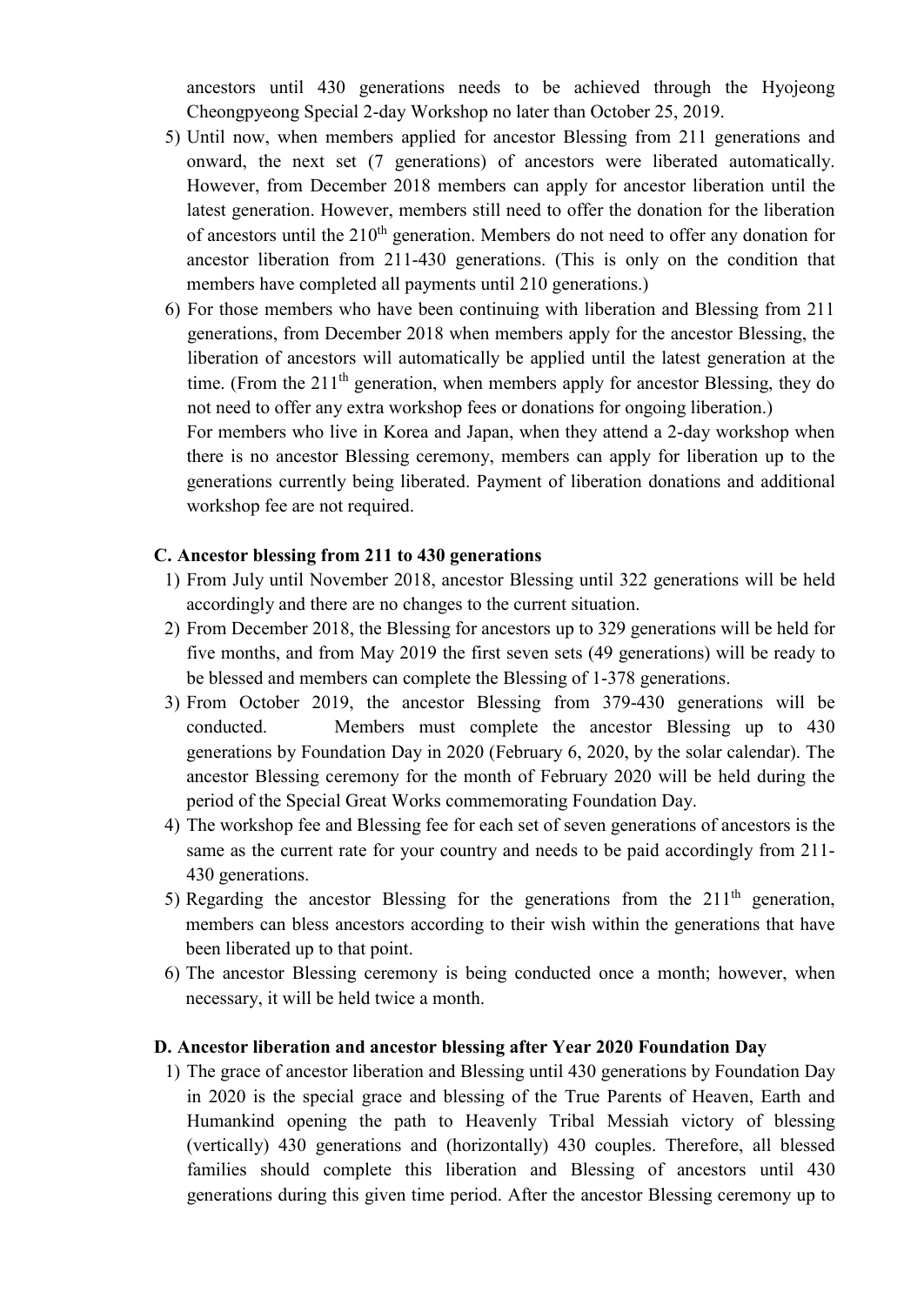ancestors until 430 generations needs to be achieved through the Hyojeong Cheongpyeong Special 2-day Workshop no later than October 25, 2019.

5) Until now, when members applied for ancestor Blessing from 211 generations and onward, the next set (7 generations) of ancestors were liberated automatically. However, from December 2018 members can apply for ancestor liberation until the latest generation. However, members still need to offer the donation for the liberation of ancestors until the 210th generation. Members do not need to offer any donation for ancestor liberation from 211-430 generations. (This is only on the condition that members have completed all payments until 210 generations.)
6) For those members who have been continuing with liberation and Blessing from 211 generations, from December 2018 when members apply for the ancestor Blessing, the liberation of ancestors will automatically be applied until the latest generation at the time. (From the 211th generation, when members apply for ancestor Blessing, they do not need to offer any extra workshop fees or donations for ongoing liberation.)
   For members who live in Korea and Japan, when they attend a 2-day workshop when there is no ancestor Blessing ceremony, members can apply for liberation up to the generations currently being liberated. Payment of liberation donations and additional workshop fee are not required.

### C. Ancestor blessing from 211 to 430 generations

1) From July until November 2018, ancestor Blessing until 322 generations will be held accordingly and there are no changes to the current situation.
2) From December 2018, the Blessing for ancestors up to 329 generations will be held for five months, and from May 2019 the first seven sets (49 generations) will be ready to be blessed and members can complete the Blessing of 1-378 generations.
3) From October 2019, the ancestor Blessing from 379-430 generations will be conducted. Members must complete the ancestor Blessing up to 430 generations by Foundation Day in 2020 (February 6, 2020, by the solar calendar). The ancestor Blessing ceremony for the month of February 2020 will be held during the period of the Special Great Works commemorating Foundation Day.
4) The workshop fee and Blessing fee for each set of seven generations of ancestors is the same as the current rate for your country and needs to be paid accordingly from 211-430 generations.
5) Regarding the ancestor Blessing for the generations from the 211th generation, members can bless ancestors according to their wish within the generations that have been liberated up to that point.
6) The ancestor Blessing ceremony is being conducted once a month; however, when necessary, it will be held twice a month.

### D. Ancestor liberation and ancestor blessing after Year 2020 Foundation Day

1) The grace of ancestor liberation and Blessing until 430 generations by Foundation Day in 2020 is the special grace and blessing of the True Parents of Heaven, Earth and Humankind opening the path to Heavenly Tribal Messiah victory of blessing (vertically) 430 generations and (horizontally) 430 couples. Therefore, all blessed families should complete this liberation and Blessing of ancestors until 430 generations during this given time period. After the ancestor Blessing ceremony up to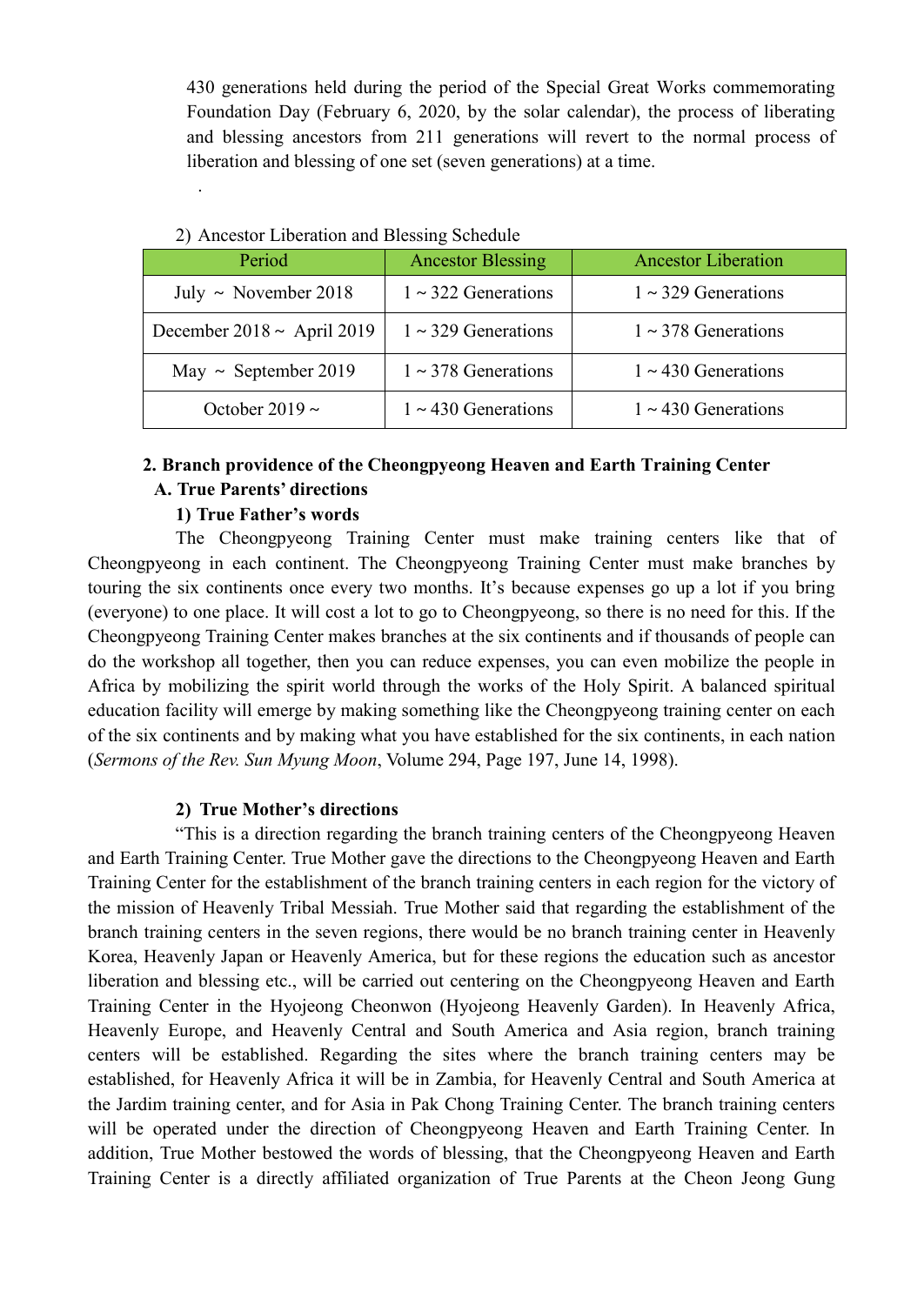430 generations held during the period of the Special Great Works commemorating Foundation Day (February 6, 2020, by the solar calendar), the process of liberating and blessing ancestors from 211 generations will revert to the normal process of liberation and blessing of one set (seven generations) at a time.

.

2) Ancestor Liberation and Blessing Schedule

| Period | Ancestor Blessing | Ancestor Liberation |
|---|---|---|
| July ~ November 2018 | 1 ~ 322 Generations | 1 ~ 329 Generations |
| December 2018 ~ April 2019 | 1 ~ 329 Generations | 1 ~ 378 Generations |
| May ~ September 2019 | 1 ~ 378 Generations | 1 ~ 430 Generations |
| October 2019 ~ | 1 ~ 430 Generations | 1 ~ 430 Generations |

**2. Branch providence of the Cheongpyeong Heaven and Earth Training Center**

**A. True Parents' directions**

**1) True Father's words**

The Cheongpyeong Training Center must make training centers like that of Cheongpyeong in each continent. The Cheongpyeong Training Center must make branches by touring the six continents once every two months. It's because expenses go up a lot if you bring (everyone) to one place. It will cost a lot to go to Cheongpyeong, so there is no need for this. If the Cheongpyeong Training Center makes branches at the six continents and if thousands of people can do the workshop all together, then you can reduce expenses, you can even mobilize the people in Africa by mobilizing the spirit world through the works of the Holy Spirit. A balanced spiritual education facility will emerge by making something like the Cheongpyeong training center on each of the six continents and by making what you have established for the six continents, in each nation (*Sermons of the Rev. Sun Myung Moon*, Volume 294, Page 197, June 14, 1998).

**2) True Mother's directions**

"This is a direction regarding the branch training centers of the Cheongpyeong Heaven and Earth Training Center. True Mother gave the directions to the Cheongpyeong Heaven and Earth Training Center for the establishment of the branch training centers in each region for the victory of the mission of Heavenly Tribal Messiah. True Mother said that regarding the establishment of the branch training centers in the seven regions, there would be no branch training center in Heavenly Korea, Heavenly Japan or Heavenly America, but for these regions the education such as ancestor liberation and blessing etc., will be carried out centering on the Cheongpyeong Heaven and Earth Training Center in the Hyojeong Cheonwon (Hyojeong Heavenly Garden). In Heavenly Africa, Heavenly Europe, and Heavenly Central and South America and Asia region, branch training centers will be established. Regarding the sites where the branch training centers may be established, for Heavenly Africa it will be in Zambia, for Heavenly Central and South America at the Jardim training center, and for Asia in Pak Chong Training Center. The branch training centers will be operated under the direction of Cheongpyeong Heaven and Earth Training Center. In addition, True Mother bestowed the words of blessing, that the Cheongpyeong Heaven and Earth Training Center is a directly affiliated organization of True Parents at the Cheon Jeong Gung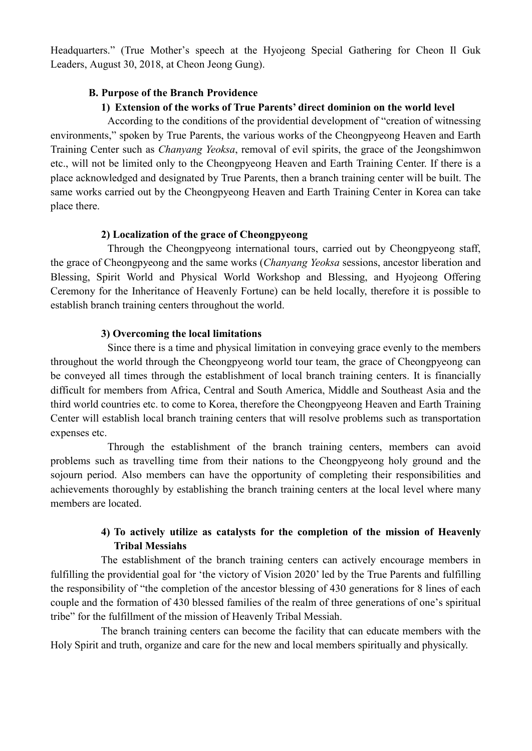Headquarters." (True Mother's speech at the Hyojeong Special Gathering for Cheon Il Guk Leaders, August 30, 2018, at Cheon Jeong Gung).

### B. Purpose of the Branch Providence

#### 1) Extension of the works of True Parents' direct dominion on the world level

According to the conditions of the providential development of "creation of witnessing environments," spoken by True Parents, the various works of the Cheongpyeong Heaven and Earth Training Center such as *Chanyang Yeoksa*, removal of evil spirits, the grace of the Jeongshimwon etc., will not be limited only to the Cheongpyeong Heaven and Earth Training Center. If there is a place acknowledged and designated by True Parents, then a branch training center will be built. The same works carried out by the Cheongpyeong Heaven and Earth Training Center in Korea can take place there.

#### 2) Localization of the grace of Cheongpyeong

Through the Cheongpyeong international tours, carried out by Cheongpyeong staff, the grace of Cheongpyeong and the same works (*Chanyang Yeoksa* sessions, ancestor liberation and Blessing, Spirit World and Physical World Workshop and Blessing, and Hyojeong Offering Ceremony for the Inheritance of Heavenly Fortune) can be held locally, therefore it is possible to establish branch training centers throughout the world.

#### 3) Overcoming the local limitations

Since there is a time and physical limitation in conveying grace evenly to the members throughout the world through the Cheongpyeong world tour team, the grace of Cheongpyeong can be conveyed all times through the establishment of local branch training centers. It is financially difficult for members from Africa, Central and South America, Middle and Southeast Asia and the third world countries etc. to come to Korea, therefore the Cheongpyeong Heaven and Earth Training Center will establish local branch training centers that will resolve problems such as transportation expenses etc.

Through the establishment of the branch training centers, members can avoid problems such as travelling time from their nations to the Cheongpyeong holy ground and the sojourn period. Also members can have the opportunity of completing their responsibilities and achievements thoroughly by establishing the branch training centers at the local level where many members are located.

#### 4) To actively utilize as catalysts for the completion of the mission of Heavenly Tribal Messiahs

The establishment of the branch training centers can actively encourage members in fulfilling the providential goal for 'the victory of Vision 2020' led by the True Parents and fulfilling the responsibility of "the completion of the ancestor blessing of 430 generations for 8 lines of each couple and the formation of 430 blessed families of the realm of three generations of one's spiritual tribe" for the fulfillment of the mission of Heavenly Tribal Messiah.

The branch training centers can become the facility that can educate members with the Holy Spirit and truth, organize and care for the new and local members spiritually and physically.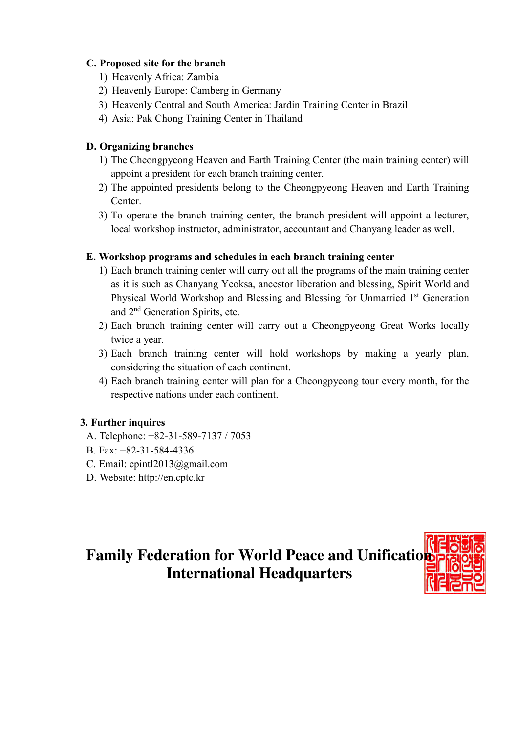**C. Proposed site for the branch**

1) Heavenly Africa: Zambia
2) Heavenly Europe: Camberg in Germany
3) Heavenly Central and South America: Jardin Training Center in Brazil
4) Asia: Pak Chong Training Center in Thailand

**D. Organizing branches**

1) The Cheongpyeong Heaven and Earth Training Center (the main training center) will appoint a president for each branch training center.
2) The appointed presidents belong to the Cheongpyeong Heaven and Earth Training Center.
3) To operate the branch training center, the branch president will appoint a lecturer, local workshop instructor, administrator, accountant and Chanyang leader as well.

**E. Workshop programs and schedules in each branch training center**

1) Each branch training center will carry out all the programs of the main training center as it is such as Chanyang Yeoksa, ancestor liberation and blessing, Spirit World and Physical World Workshop and Blessing and Blessing for Unmarried 1st Generation and 2nd Generation Spirits, etc.
2) Each branch training center will carry out a Cheongpyeong Great Works locally twice a year.
3) Each branch training center will hold workshops by making a yearly plan, considering the situation of each continent.
4) Each branch training center will plan for a Cheongpyeong tour every month, for the respective nations under each continent.

**3. Further inquires**

A. Telephone: +82-31-589-7137 / 7053
B. Fax: +82-31-584-4336
C. Email: cpintl2013@gmail.com
D. Website: http://en.cptc.kr

**Family Federation for World Peace and Unification**
**International Headquarters**